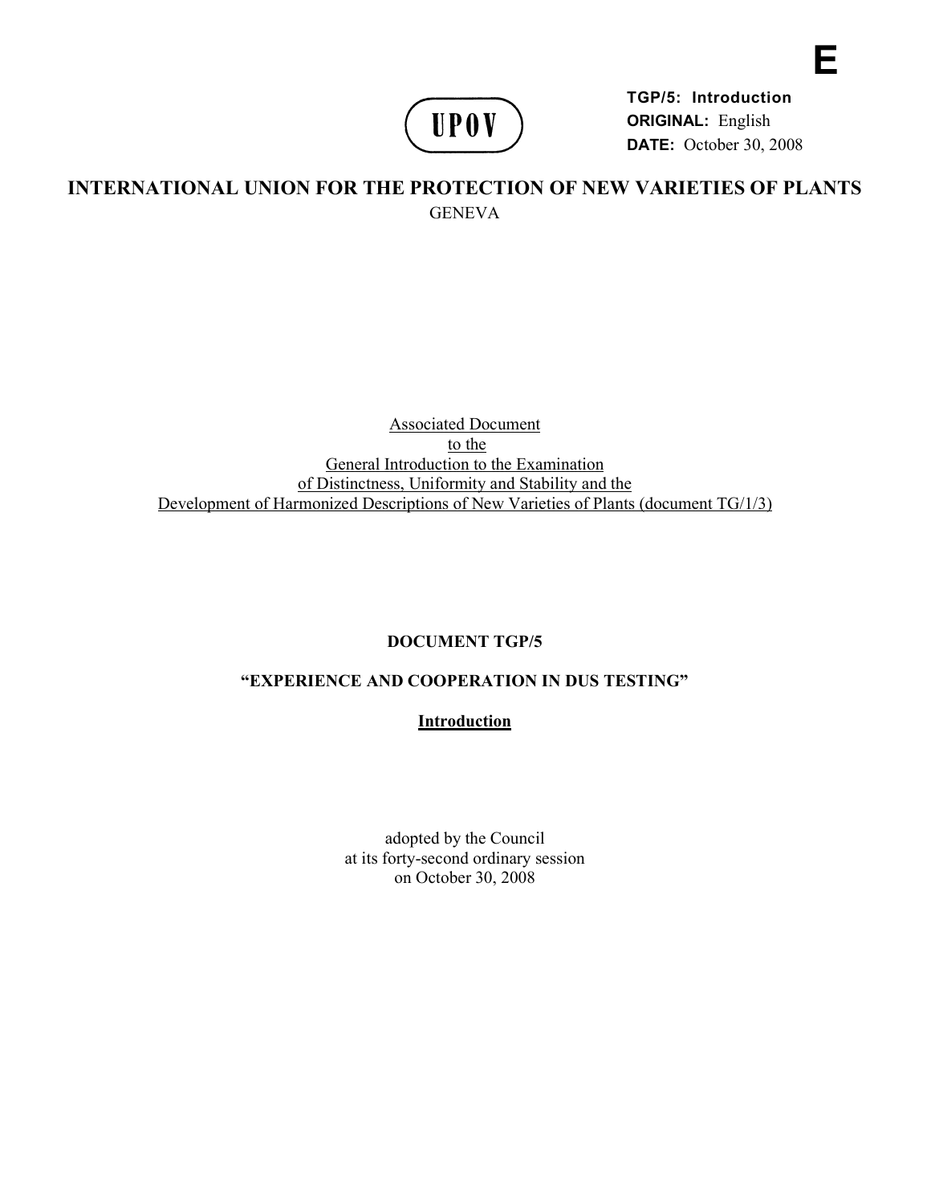E

**TGP/5: Introduction**
**ORIGINAL:** English
**DATE:** October 30, 2008

UPOV

# INTERNATIONAL UNION FOR THE PROTECTION OF NEW VARIETIES OF PLANTS

GENEVA

Associated Document
to the
General Introduction to the Examination
of Distinctness, Uniformity and Stability and the
Development of Harmonized Descriptions of New Varieties of Plants (document TG/1/3)

**DOCUMENT TGP/5**

**"EXPERIENCE AND COOPERATION IN DUS TESTING"**

**Introduction**

adopted by the Council
at its forty-second ordinary session
on October 30, 2008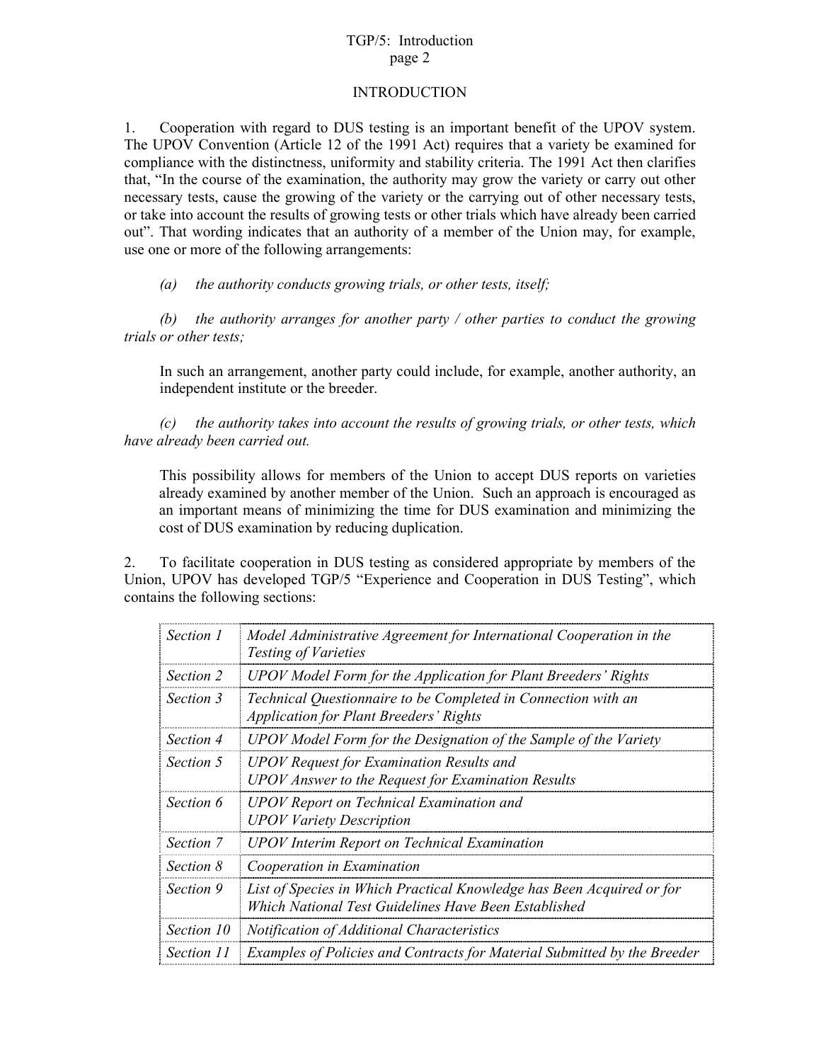# INTRODUCTION

1. Cooperation with regard to DUS testing is an important benefit of the UPOV system. The UPOV Convention (Article 12 of the 1991 Act) requires that a variety be examined for compliance with the distinctness, uniformity and stability criteria. The 1991 Act then clarifies that, "In the course of the examination, the authority may grow the variety or carry out other necessary tests, cause the growing of the variety or the carrying out of other necessary tests, or take into account the results of growing tests or other trials which have already been carried out". That wording indicates that an authority of a member of the Union may, for example, use one or more of the following arrangements:

*(a) the authority conducts growing trials, or other tests, itself;*

*(b) the authority arranges for another party / other parties to conduct the growing trials or other tests;*

In such an arrangement, another party could include, for example, another authority, an independent institute or the breeder.

*(c) the authority takes into account the results of growing trials, or other tests, which have already been carried out.*

This possibility allows for members of the Union to accept DUS reports on varieties already examined by another member of the Union. Such an approach is encouraged as an important means of minimizing the time for DUS examination and minimizing the cost of DUS examination by reducing duplication.

2. To facilitate cooperation in DUS testing as considered appropriate by members of the Union, UPOV has developed TGP/5 "Experience and Cooperation in DUS Testing", which contains the following sections:

| | |
|---|---|
| *Section 1* | *Model Administrative Agreement for International Cooperation in the Testing of Varieties* |
| *Section 2* | *UPOV Model Form for the Application for Plant Breeders' Rights* |
| *Section 3* | *Technical Questionnaire to be Completed in Connection with an Application for Plant Breeders' Rights* |
| *Section 4* | *UPOV Model Form for the Designation of the Sample of the Variety* |
| *Section 5* | *UPOV Request for Examination Results and UPOV Answer to the Request for Examination Results* |
| *Section 6* | *UPOV Report on Technical Examination and UPOV Variety Description* |
| *Section 7* | *UPOV Interim Report on Technical Examination* |
| *Section 8* | *Cooperation in Examination* |
| *Section 9* | *List of Species in Which Practical Knowledge has Been Acquired or for Which National Test Guidelines Have Been Established* |
| *Section 10* | *Notification of Additional Characteristics* |
| *Section 11* | *Examples of Policies and Contracts for Material Submitted by the Breeder* |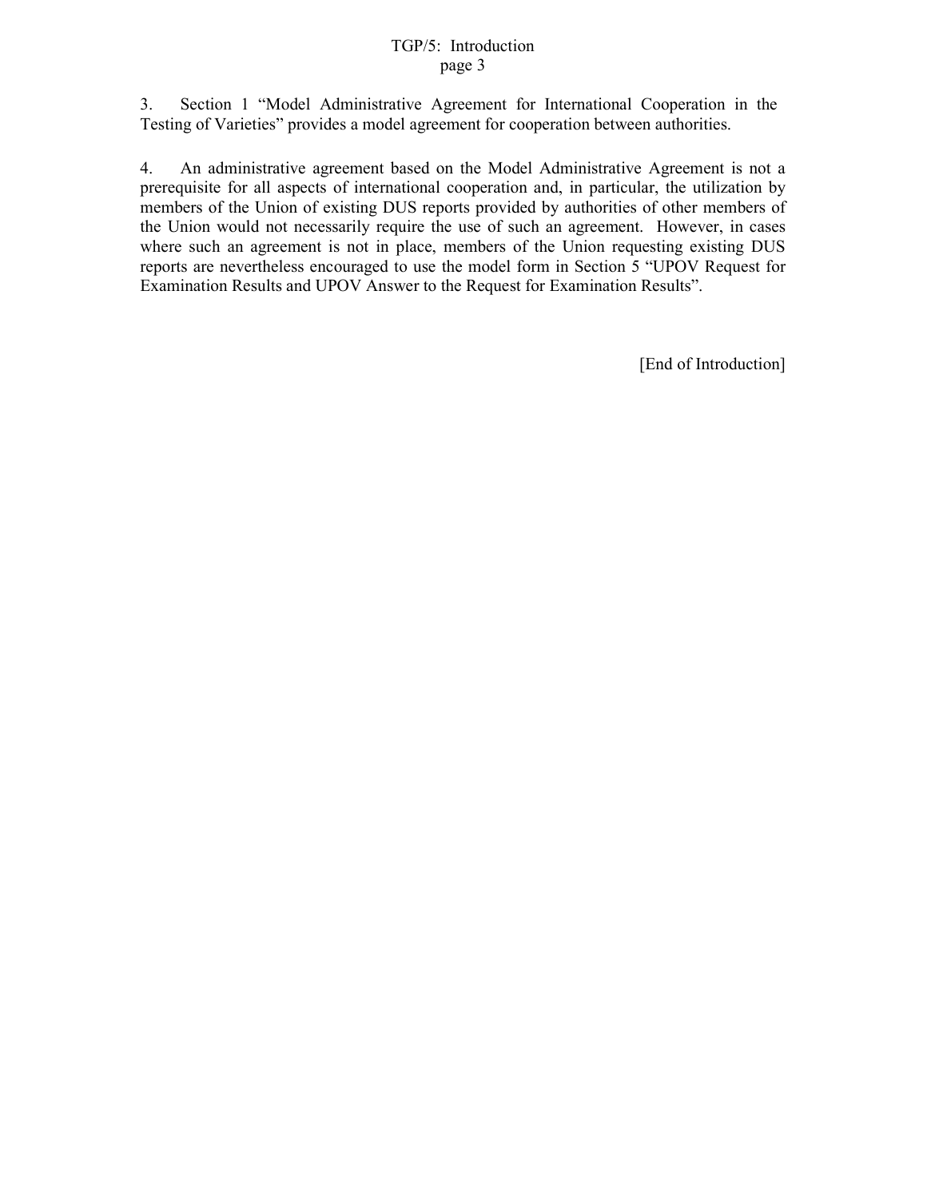3. Section 1 "Model Administrative Agreement for International Cooperation in the Testing of Varieties" provides a model agreement for cooperation between authorities.

4. An administrative agreement based on the Model Administrative Agreement is not a prerequisite for all aspects of international cooperation and, in particular, the utilization by members of the Union of existing DUS reports provided by authorities of other members of the Union would not necessarily require the use of such an agreement. However, in cases where such an agreement is not in place, members of the Union requesting existing DUS reports are nevertheless encouraged to use the model form in Section 5 "UPOV Request for Examination Results and UPOV Answer to the Request for Examination Results".

[End of Introduction]